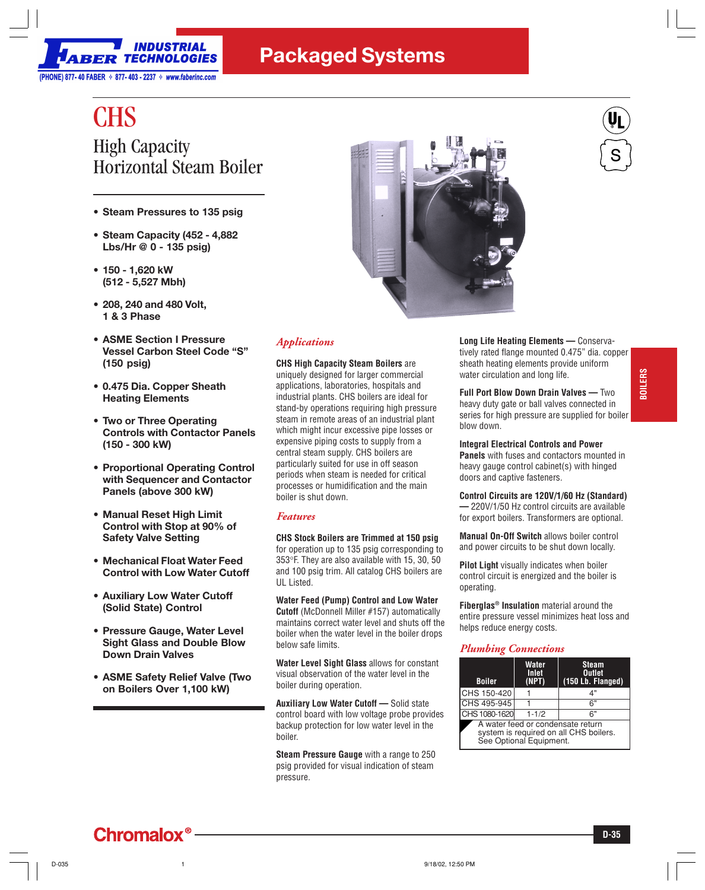# CHS

## High Capacity Horizontal Steam Boiler

- **Steam Pressures to 135 psig**
- **Steam Capacity (452 - 4,882 Lbs/Hr @ 0 - 135 psig)**
- **150 - 1,620 kW (512 - 5,527 Mbh)**
- **208, 240 and 480 Volt, 1 & 3 Phase**
- **ASME Section I Pressure Vessel Carbon Steel Code "S" (150 psig)**
- **0.475 Dia. Copper Sheath Heating Elements**
- **Two or Three Operating Controls with Contactor Panels (150 - 300 kW)**
- **Proportional Operating Control with Sequencer and Contactor Panels (above 300 kW)**
- **Manual Reset High Limit Control with Stop at 90% of Safety Valve Setting**
- **Mechanical Float Water Feed Control with Low Water Cutoff**
- **Auxiliary Low Water Cutoff (Solid State) Control**
- **Pressure Gauge, Water Level Sight Glass and Double Blow Down Drain Valves**
- **ASME Safety Relief Valve (Two on Boilers Over 1,100 kW)**

### *Applications*

**CHS High Capacity Steam Boilers** are uniquely designed for larger commercial applications, laboratories, hospitals and industrial plants. CHS boilers are ideal for stand-by operations requiring high pressure steam in remote areas of an industrial plant which might incur excessive pipe losses or expensive piping costs to supply from a central steam supply. CHS boilers are particularly suited for use in off season periods when steam is needed for critical processes or humidification and the main boiler is shut down.

### *Features*

**CHS Stock Boilers are Trimmed at 150 psig** for operation up to 135 psig corresponding to 353°F. They are also available with 15, 30, 50 and 100 psig trim. All catalog CHS boilers are UL Listed.

**Water Feed (Pump) Control and Low Water Cutoff** (McDonnell Miller #157) automatically maintains correct water level and shuts off the boiler when the water level in the boiler drops below safe limits.

**Water Level Sight Glass** allows for constant visual observation of the water level in the boiler during operation.

**Auxiliary Low Water Cutoff —** Solid state control board with low voltage probe provides backup protection for low water level in the boiler.

**Steam Pressure Gauge** with a range to 250 psig provided for visual indication of steam pressure.

**Long Life Heating Elements —** Conservatively rated flange mounted 0.475" dia. copper sheath heating elements provide uniform water circulation and long life.

**Full Port Blow Down Drain Valves —** Two heavy duty gate or ball valves connected in series for high pressure are supplied for boiler blow down.

**Integral Electrical Controls and Power Panels** with fuses and contactors mounted in heavy gauge control cabinet(s) with hinged doors and captive fasteners.

**Control Circuits are 120V/1/60 Hz (Standard) —** 220V/1/50 Hz control circuits are available for export boilers. Transformers are optional.

**Manual On-Off Switch** allows boiler control and power circuits to be shut down locally.

**Pilot Light** visually indicates when boiler control circuit is energized and the boiler is operating.

**Fiberglas® Insulation** material around the entire pressure vessel minimizes heat loss and helps reduce energy costs.

### *Plumbing Connections*

| Boiler | Water Inlet (NPT) | Steam Outlet (150 Lb. Flanged) |
|---|---|---|
| CHS 150-420 | 1 | 4" |
| CHS 495-945 | 1 | 6" |
| CHS 1080-1620 | 1-1/2 | 6" |

A water feed or condensate return system is required on all CHS boilers. See Optional Equipment.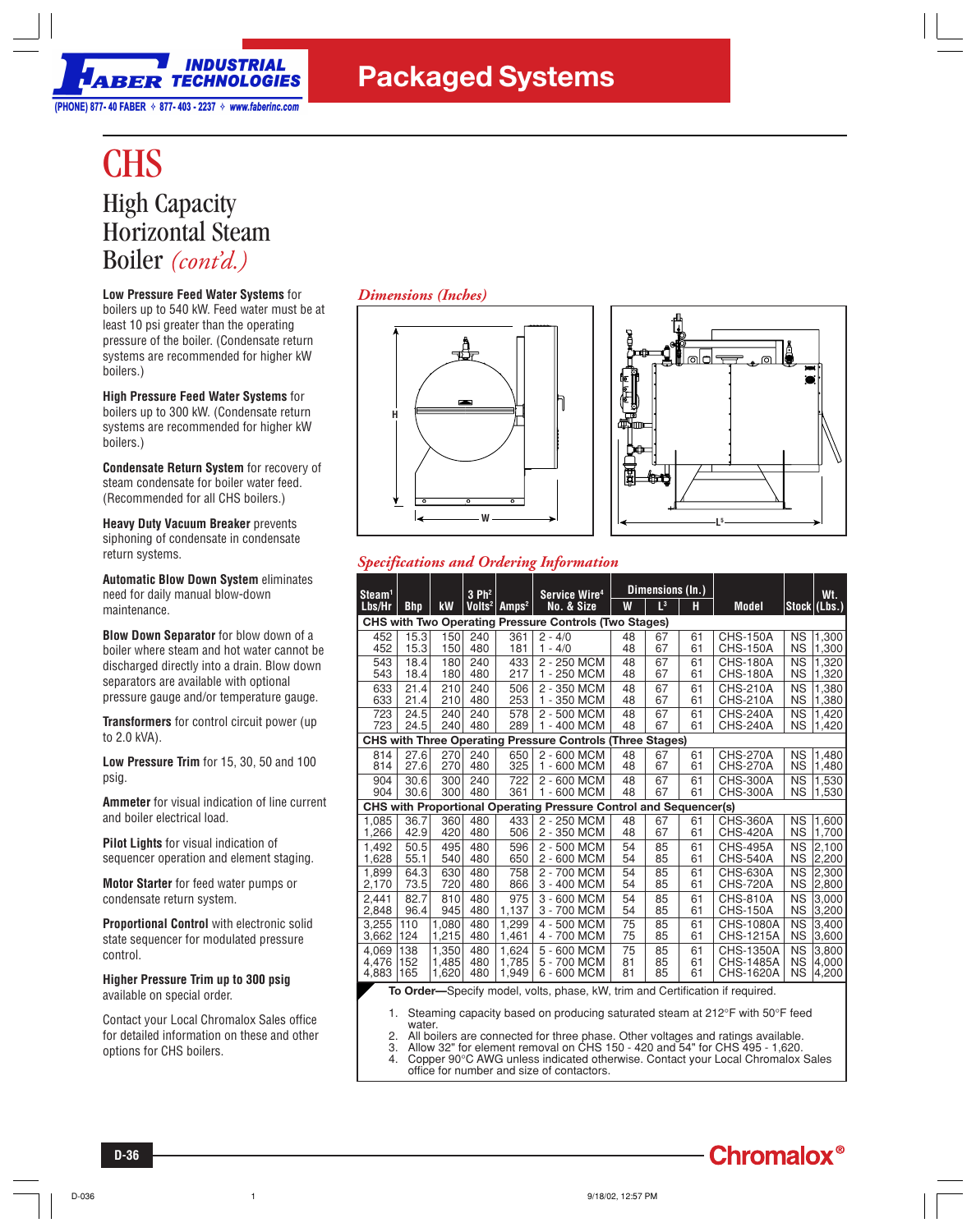# CHS

## High Capacity Horizontal Steam Boiler *(cont'd.)*

**Low Pressure Feed Water Systems** for boilers up to 540 kW. Feed water must be at least 10 psi greater than the operating pressure of the boiler. (Condensate return systems are recommended for higher kW boilers.)

**High Pressure Feed Water Systems** for boilers up to 300 kW. (Condensate return systems are recommended for higher kW boilers.)

**Condensate Return System** for recovery of steam condensate for boiler water feed. (Recommended for all CHS boilers.)

**Heavy Duty Vacuum Breaker** prevents siphoning of condensate in condensate return systems.

**Automatic Blow Down System** eliminates need for daily manual blow-down maintenance.

**Blow Down Separator** for blow down of a boiler where steam and hot water cannot be discharged directly into a drain. Blow down separators are available with optional pressure gauge and/or temperature gauge.

**Transformers** for control circuit power (up to 2.0 kVA).

**Low Pressure Trim** for 15, 30, 50 and 100 psig.

**Ammeter** for visual indication of line current and boiler electrical load.

**Pilot Lights** for visual indication of sequencer operation and element staging.

**Motor Starter** for feed water pumps or condensate return system.

**Proportional Control** with electronic solid state sequencer for modulated pressure control.

**Higher Pressure Trim up to 300 psig** available on special order.

Contact your Local Chromalox Sales office for detailed information on these and other options for CHS boilers.

### *Dimensions (Inches)*

H

W

L[5]

### *Specifications and Ordering Information*

| Steam[1] Lbs/Hr | Bhp | kW | 3 Ph[2] Volts[2] | Amps[2] | Service Wire[4] No. & Size | Dimensions (In.) W | L[3] | H | Model | Stock | Wt. (Lbs.) |
|---|---|---|---|---|---|---|---|---|---|---|---|
| **CHS with Two Operating Pressure Controls (Two Stages)** | | | | | | | | | | | |
| 452 | 15.3 | 150 | 240 | 361 | 2 - 4/0 | 48 | 67 | 61 | CHS-150A | NS | 1,300 |
| 452 | 15.3 | 150 | 480 | 181 | 1 - 4/0 | 48 | 67 | 61 | CHS-150A | NS | 1,300 |
| 543 | 18.4 | 180 | 240 | 433 | 2 - 250 MCM | 48 | 67 | 61 | CHS-180A | NS | 1,320 |
| 543 | 18.4 | 180 | 480 | 217 | 1 - 250 MCM | 48 | 67 | 61 | CHS-180A | NS | 1,320 |
| 633 | 21.4 | 210 | 240 | 506 | 2 - 350 MCM | 48 | 67 | 61 | CHS-210A | NS | 1,380 |
| 633 | 21.4 | 210 | 480 | 253 | 1 - 350 MCM | 48 | 67 | 61 | CHS-210A | NS | 1,380 |
| 723 | 24.5 | 240 | 240 | 578 | 2 - 500 MCM | 48 | 67 | 61 | CHS-240A | NS | 1,420 |
| 723 | 24.5 | 240 | 480 | 289 | 1 - 400 MCM | 48 | 67 | 61 | CHS-240A | NS | 1,420 |
| **CHS with Three Operating Pressure Controls (Three Stages)** | | | | | | | | | | | |
| 814 | 27.6 | 270 | 240 | 650 | 2 - 600 MCM | 48 | 67 | 61 | CHS-270A | NS | 1,480 |
| 814 | 27.6 | 270 | 480 | 325 | 1 - 600 MCM | 48 | 67 | 61 | CHS-270A | NS | 1,480 |
| 904 | 30.6 | 300 | 240 | 722 | 2 - 600 MCM | 48 | 67 | 61 | CHS-300A | NS | 1,530 |
| 904 | 30.6 | 300 | 480 | 361 | 1 - 600 MCM | 48 | 67 | 61 | CHS-300A | NS | 1,530 |
| **CHS with Proportional Operating Pressure Control and Sequencer(s)** | | | | | | | | | | | |
| 1,085 | 36.7 | 360 | 480 | 433 | 2 - 250 MCM | 48 | 67 | 61 | CHS-360A | NS | 1,600 |
| 1,266 | 42.9 | 420 | 480 | 506 | 2 - 350 MCM | 48 | 67 | 61 | CHS-420A | NS | 1,700 |
| 1,492 | 50.5 | 495 | 480 | 596 | 2 - 500 MCM | 54 | 85 | 61 | CHS-495A | NS | 2,100 |
| 1,628 | 55.1 | 540 | 480 | 650 | 2 - 600 MCM | 54 | 85 | 61 | CHS-540A | NS | 2,200 |
| 1,899 | 64.3 | 630 | 480 | 758 | 2 - 700 MCM | 54 | 85 | 61 | CHS-630A | NS | 2,300 |
| 2,170 | 73.5 | 720 | 480 | 866 | 3 - 400 MCM | 54 | 85 | 61 | CHS-720A | NS | 2,800 |
| 2,441 | 82.7 | 810 | 480 | 975 | 3 - 600 MCM | 54 | 85 | 61 | CHS-810A | NS | 3,000 |
| 2,848 | 96.4 | 945 | 480 | 1,137 | 3 - 700 MCM | 54 | 85 | 61 | CHS-150A | NS | 3,200 |
| 3,255 | 110 | 1,080 | 480 | 1,299 | 4 - 500 MCM | 75 | 85 | 61 | CHS-1080A | NS | 3,400 |
| 3,662 | 124 | 1,215 | 480 | 1,461 | 4 - 700 MCM | 75 | 85 | 61 | CHS-1215A | NS | 3,600 |
| 4,069 | 138 | 1,350 | 480 | 1,624 | 5 - 600 MCM | 75 | 85 | 61 | CHS-1350A | NS | 3,800 |
| 4,476 | 152 | 1,485 | 480 | 1,785 | 5 - 700 MCM | 81 | 85 | 61 | CHS-1485A | NS | 4,000 |
| 4,883 | 165 | 1,620 | 480 | 1,949 | 6 - 600 MCM | 81 | 85 | 61 | CHS-1620A | NS | 4,200 |

**To Order—**Specify model, volts, phase, kW, trim and Certification if required.

1. Steaming capacity based on producing saturated steam at 212°F with 50°F feed water.
2. All boilers are connected for three phase. Other voltages and ratings available.
3. Allow 32" for element removal on CHS 150 - 420 and 54" for CHS 495 - 1,620.
4. Copper 90°C AWG unless indicated otherwise. Contact your Local Chromalox Sales office for number and size of contactors.